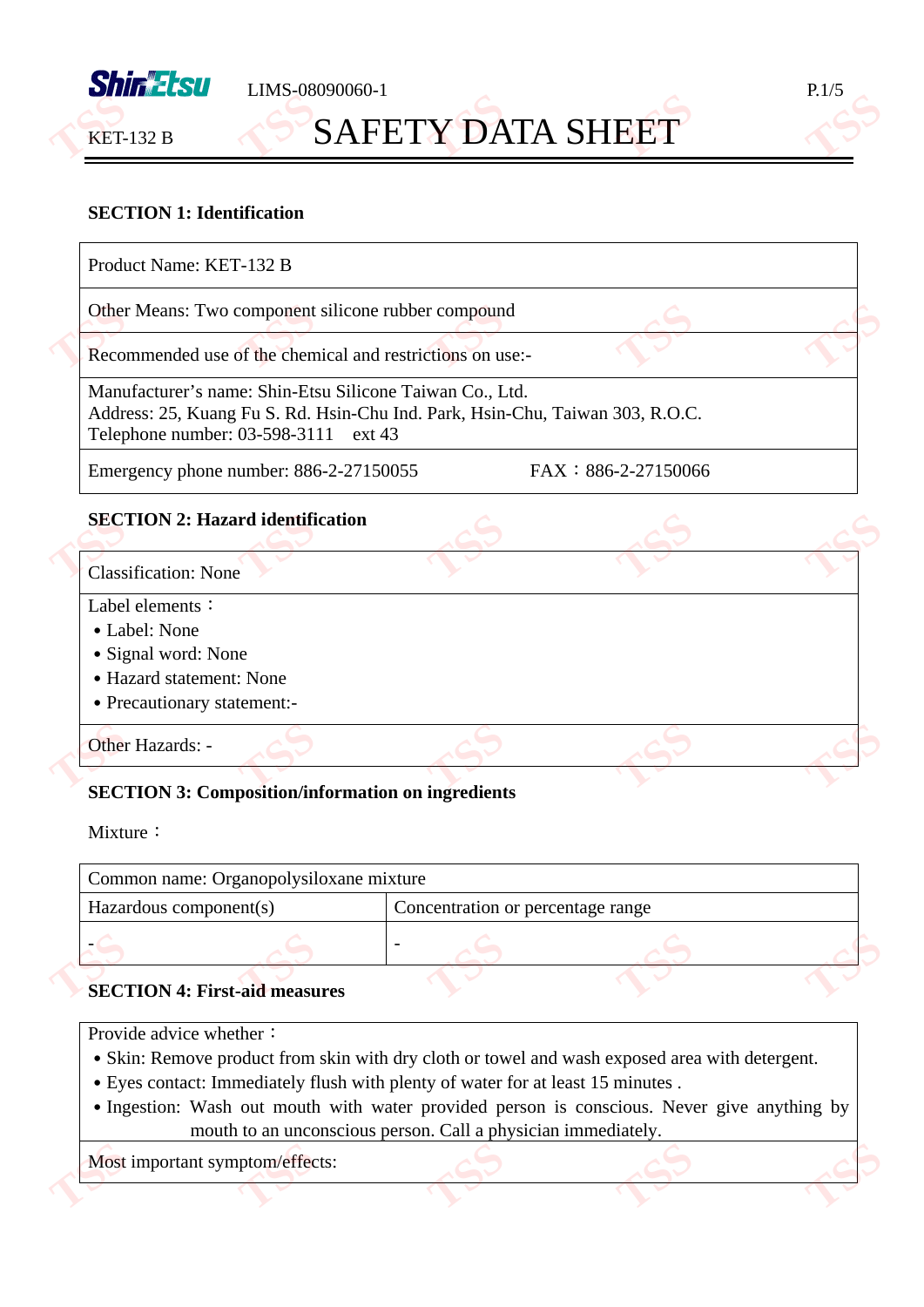LIMS-08090060-1

KET-132 B

# SAFETY DATA SHEET

## SECTION 1: Identification

| Product Name: KET-132 B | |
|---|---|
| Other Means: Two component silicone rubber compound | |
| Recommended use of the chemical and restrictions on use:- | |
| Manufacturer's name: Shin-Etsu Silicone Taiwan Co., Ltd.<br>Address: 25, Kuang Fu S. Rd. Hsin-Chu Ind. Park, Hsin-Chu, Taiwan 303, R.O.C.<br>Telephone number: 03-598-3111 ext 43 | |
| Emergency phone number: 886-2-27150055 | FAX：886-2-27150066 |

## SECTION 2: Hazard identification

Classification: None

Label elements：

- Label: None
- Signal word: None
- Hazard statement: None
- Precautionary statement:-

Other Hazards: -

## SECTION 3: Composition/information on ingredients

Mixture：

| Common name: Organopolysiloxane mixture | |
|---|---|
| Hazardous component(s) | Concentration or percentage range |
| - | - |

## SECTION 4: First-aid measures

Provide advice whether：

- Skin: Remove product from skin with dry cloth or towel and wash exposed area with detergent.
- Eyes contact: Immediately flush with plenty of water for at least 15 minutes .
- Ingestion: Wash out mouth with water provided person is conscious. Never give anything by mouth to an unconscious person. Call a physician immediately.

Most important symptom/effects: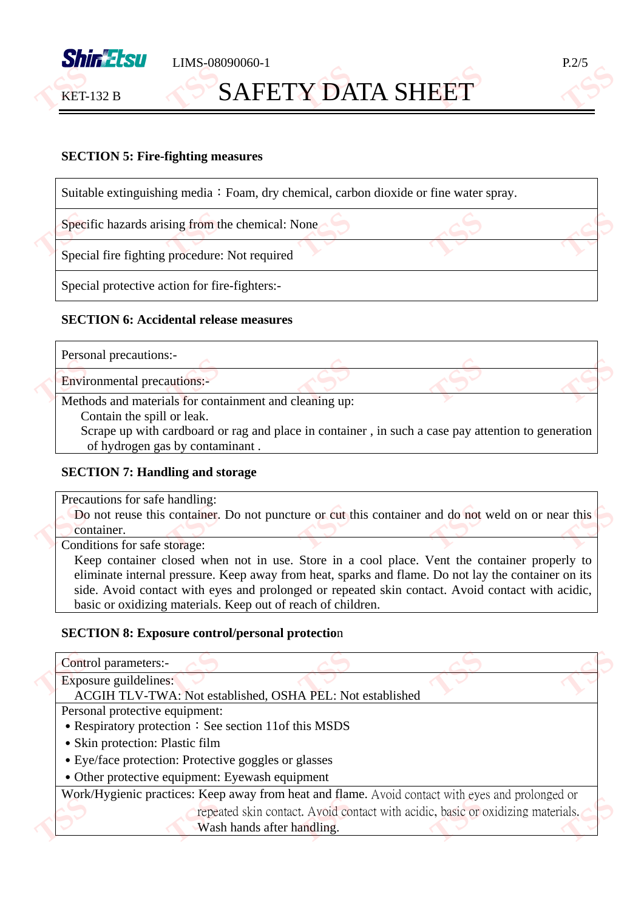## SECTION 5: Fire-fighting measures

| |
|---|
| Suitable extinguishing media：Foam, dry chemical, carbon dioxide or fine water spray. |
| Specific hazards arising from the chemical: None |
| Special fire fighting procedure: Not required |
| Special protective action for fire-fighters:- |

## SECTION 6: Accidental release measures

| |
|---|
| Personal precautions:- |
| Environmental precautions:- |
| Methods and materials for containment and cleaning up:<br>Contain the spill or leak.<br>Scrape up with cardboard or rag and place in container , in such a case pay attention to generation of hydrogen gas by contaminant . |

## SECTION 7: Handling and storage

| |
|---|
| Precautions for safe handling:<br>Do not reuse this container. Do not puncture or cut this container and do not weld on or near this container. |
| Conditions for safe storage:<br>Keep container closed when not in use. Store in a cool place. Vent the container properly to eliminate internal pressure. Keep away from heat, sparks and flame. Do not lay the container on its side. Avoid contact with eyes and prolonged or repeated skin contact. Avoid contact with acidic, basic or oxidizing materials. Keep out of reach of children. |

## SECTION 8: Exposure control/personal protection

| |
|---|
| Control parameters:- |
| Exposure guildelines:<br>ACGIH TLV-TWA: Not established, OSHA PEL: Not established |
| Personal protective equipment:<br>• Respiratory protection：See section 11of this MSDS<br>• Skin protection: Plastic film<br>• Eye/face protection: Protective goggles or glasses<br>• Other protective equipment: Eyewash equipment |
| Work/Hygienic practices: Keep away from heat and flame. Avoid contact with eyes and prolonged or repeated skin contact. Avoid contact with acidic, basic or oxidizing materials. Wash hands after handling. |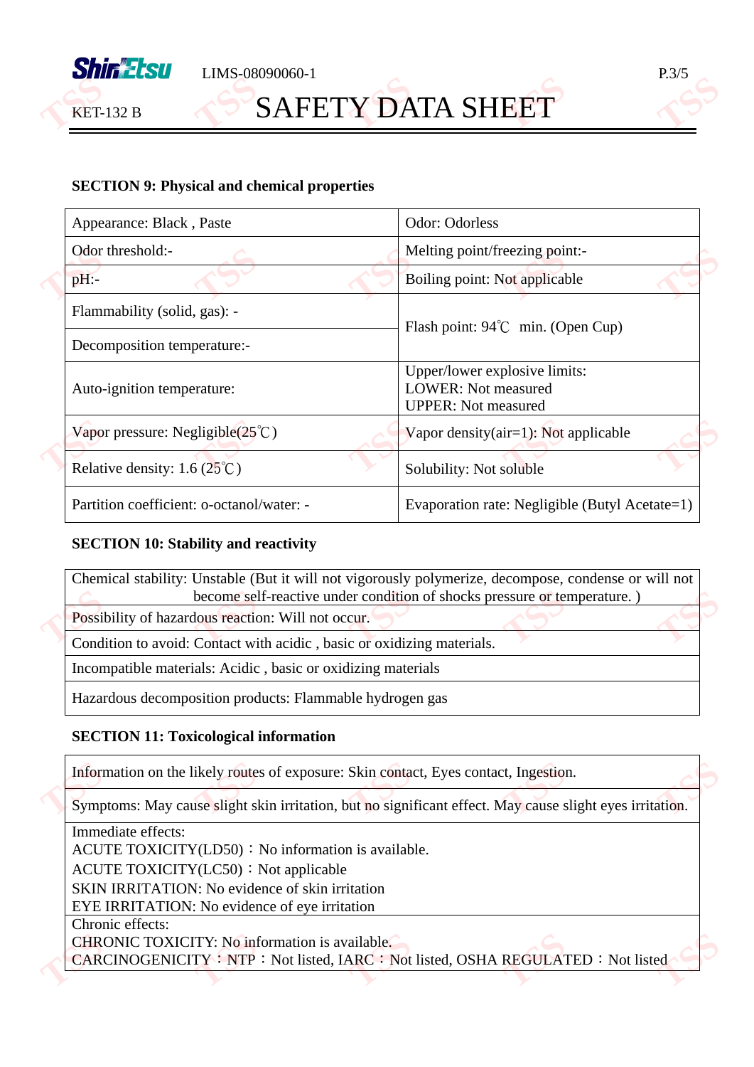## SECTION 9: Physical and chemical properties

| | |
|---|---|
| Appearance: Black , Paste | Odor: Odorless |
| Odor threshold:- | Melting point/freezing point:- |
| pH:- | Boiling point: Not applicable |
| Flammability (solid, gas): - | Flash point: 94℃ min. (Open Cup) |
| Decomposition temperature:- | |
| Auto-ignition temperature: | Upper/lower explosive limits: LOWER: Not measured UPPER: Not measured |
| Vapor pressure: Negligible(25℃) | Vapor density(air=1): Not applicable |
| Relative density: 1.6 (25℃) | Solubility: Not soluble |
| Partition coefficient: o-octanol/water: - | Evaporation rate: Negligible (Butyl Acetate=1) |

## SECTION 10: Stability and reactivity

| |
|---|
| Chemical stability: Unstable (But it will not vigorously polymerize, decompose, condense or will not become self-reactive under condition of shocks pressure or temperature. ) |
| Possibility of hazardous reaction: Will not occur. |
| Condition to avoid: Contact with acidic , basic or oxidizing materials. |
| Incompatible materials: Acidic , basic or oxidizing materials |
| Hazardous decomposition products: Flammable hydrogen gas |

## SECTION 11: Toxicological information

| |
|---|
| Information on the likely routes of exposure: Skin contact, Eyes contact, Ingestion. |
| Symptoms: May cause slight skin irritation, but no significant effect. May cause slight eyes irritation. |
| Immediate effects:<br>ACUTE TOXICITY(LD50)：No information is available.<br>ACUTE TOXICITY(LC50)：Not applicable<br>SKIN IRRITATION: No evidence of skin irritation<br>EYE IRRITATION: No evidence of eye irritation |
| Chronic effects:<br>CHRONIC TOXICITY: No information is available.<br>CARCINOGENICITY：NTP：Not listed, IARC：Not listed, OSHA REGULATED：Not listed |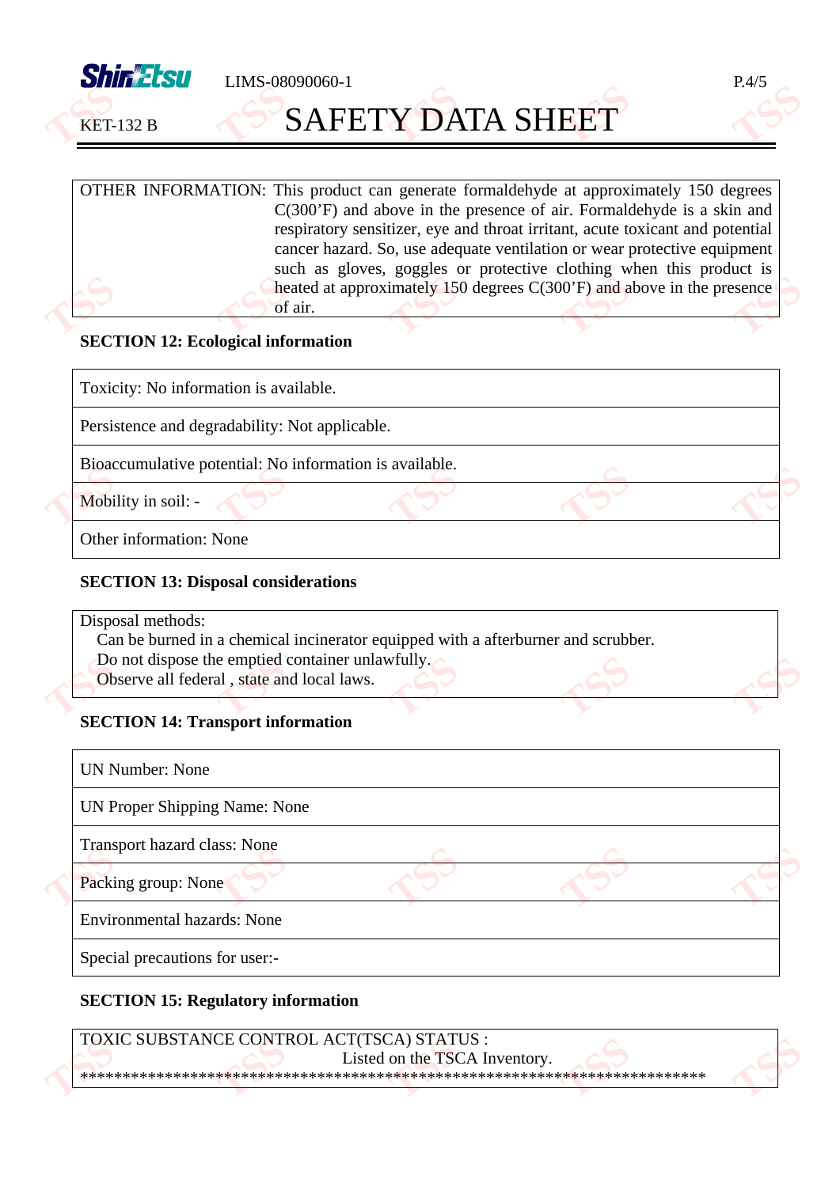OTHER INFORMATION: This product can generate formaldehyde at approximately 150 degrees C(300'F) and above in the presence of air. Formaldehyde is a skin and respiratory sensitizer, eye and throat irritant, acute toxicant and potential cancer hazard. So, use adequate ventilation or wear protective equipment such as gloves, goggles or protective clothing when this product is heated at approximately 150 degrees C(300'F) and above in the presence of air.

## SECTION 12: Ecological information

Toxicity: No information is available.

Persistence and degradability: Not applicable.

Bioaccumulative potential: No information is available.

Mobility in soil: -

Other information: None

## SECTION 13: Disposal considerations

Disposal methods:
- Can be burned in a chemical incinerator equipped with a afterburner and scrubber.
- Do not dispose the emptied container unlawfully.
- Observe all federal , state and local laws.

## SECTION 14: Transport information

UN Number: None

UN Proper Shipping Name: None

Transport hazard class: None

Packing group: None

Environmental hazards: None

Special precautions for user:-

## SECTION 15: Regulatory information

TOXIC SUBSTANCE CONTROL ACT(TSCA) STATUS :
Listed on the TSCA Inventory.

****************************************************************************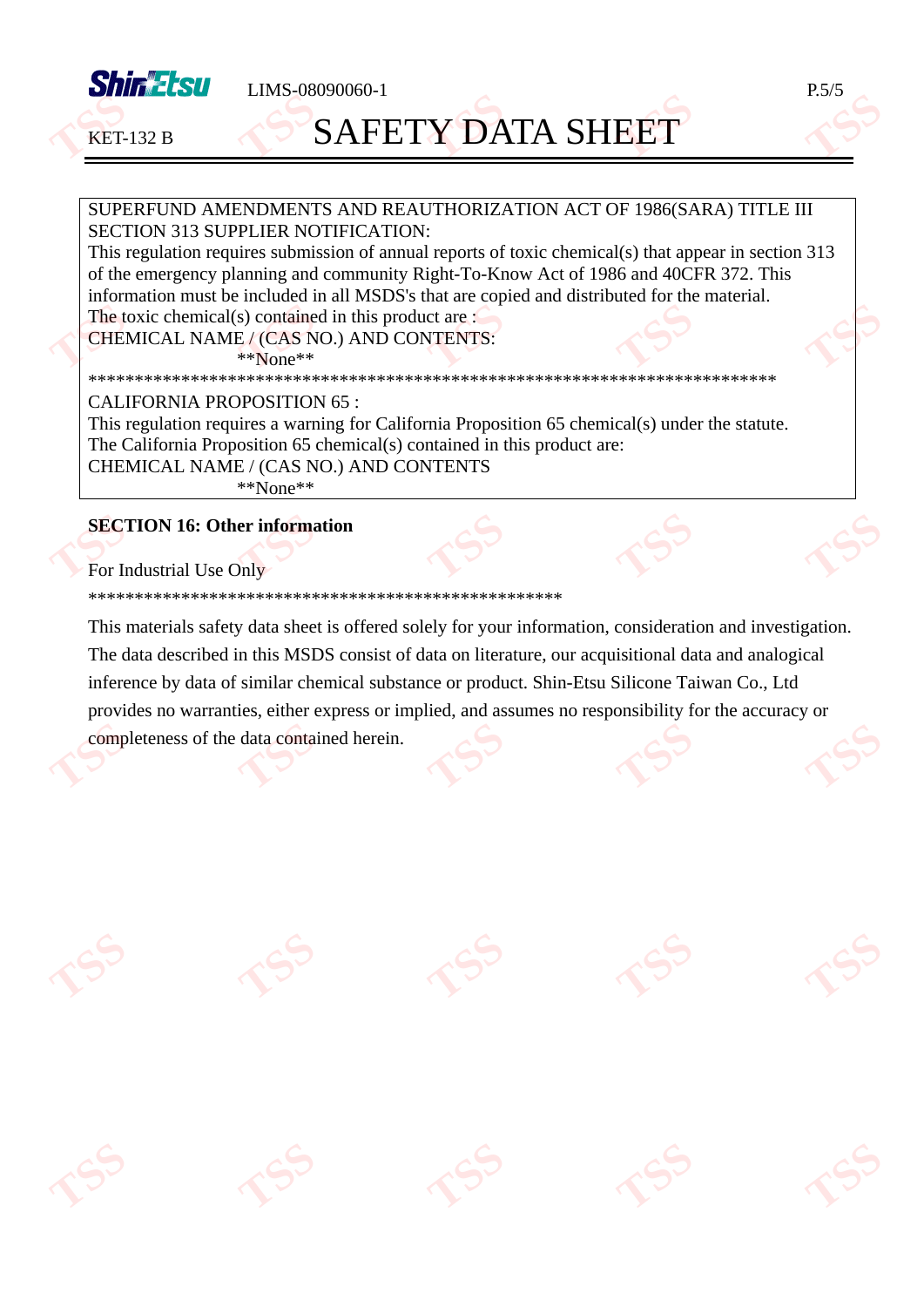SUPERFUND AMENDMENTS AND REAUTHORIZATION ACT OF 1986(SARA) TITLE III SECTION 313 SUPPLIER NOTIFICATION:
This regulation requires submission of annual reports of toxic chemical(s) that appear in section 313 of the emergency planning and community Right-To-Know Act of 1986 and 40CFR 372. This information must be included in all MSDS's that are copied and distributed for the material.
The toxic chemical(s) contained in this product are :
CHEMICAL NAME / (CAS NO.) AND CONTENTS:
**None**
******************************************************************************
CALIFORNIA PROPOSITION 65 :
This regulation requires a warning for California Proposition 65 chemical(s) under the statute.
The California Proposition 65 chemical(s) contained in this product are:
CHEMICAL NAME / (CAS NO.) AND CONTENTS
**None**

**SECTION 16: Other information**

For Industrial Use Only

****************************************************

This materials safety data sheet is offered solely for your information, consideration and investigation. The data described in this MSDS consist of data on literature, our acquisitional data and analogical inference by data of similar chemical substance or product. Shin-Etsu Silicone Taiwan Co., Ltd provides no warranties, either express or implied, and assumes no responsibility for the accuracy or completeness of the data contained herein.